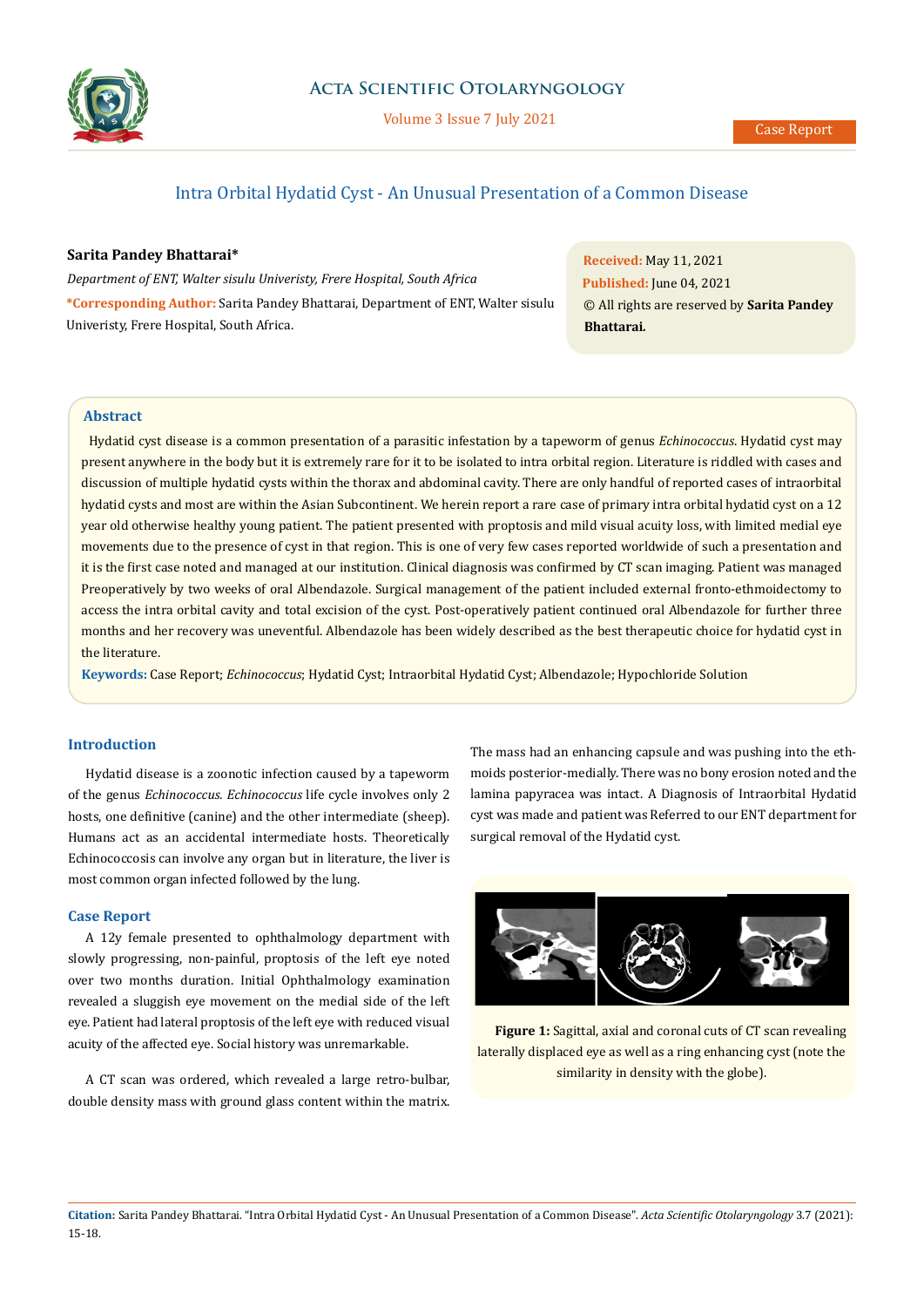# Intra Orbital Hydatid Cyst - An Unusual Presentation of a Common Disease

**Sarita Pandey Bhattarai***

*Department of ENT, Walter sisulu Univeristy, Frere Hospital, South Africa*

**\*Corresponding Author:** Sarita Pandey Bhattarai, Department of ENT, Walter sisulu Univeristy, Frere Hospital, South Africa.

**Received:** May 11, 2021
**Published:** June 04, 2021
© All rights are reserved by **Sarita Pandey Bhattarai.**

## Abstract

Hydatid cyst disease is a common presentation of a parasitic infestation by a tapeworm of genus *Echinococcus*. Hydatid cyst may present anywhere in the body but it is extremely rare for it to be isolated to intra orbital region. Literature is riddled with cases and discussion of multiple hydatid cysts within the thorax and abdominal cavity. There are only handful of reported cases of intraorbital hydatid cysts and most are within the Asian Subcontinent. We herein report a rare case of primary intra orbital hydatid cyst on a 12 year old otherwise healthy young patient. The patient presented with proptosis and mild visual acuity loss, with limited medial eye movements due to the presence of cyst in that region. This is one of very few cases reported worldwide of such a presentation and it is the first case noted and managed at our institution. Clinical diagnosis was confirmed by CT scan imaging. Patient was managed Preoperatively by two weeks of oral Albendazole. Surgical management of the patient included external fronto-ethmoidectomy to access the intra orbital cavity and total excision of the cyst. Post-operatively patient continued oral Albendazole for further three months and her recovery was uneventful. Albendazole has been widely described as the best therapeutic choice for hydatid cyst in the literature.

**Keywords:** Case Report; *Echinococcus*; Hydatid Cyst; Intraorbital Hydatid Cyst; Albendazole; Hypochloride Solution

## Introduction

Hydatid disease is a zoonotic infection caused by a tapeworm of the genus *Echinococcus*. *Echinococcus* life cycle involves only 2 hosts, one definitive (canine) and the other intermediate (sheep). Humans act as an accidental intermediate hosts. Theoretically Echinococcosis can involve any organ but in literature, the liver is most common organ infected followed by the lung.

## Case Report

A 12y female presented to ophthalmology department with slowly progressing, non-painful, proptosis of the left eye noted over two months duration. Initial Ophthalmology examination revealed a sluggish eye movement on the medial side of the left eye. Patient had lateral proptosis of the left eye with reduced visual acuity of the affected eye. Social history was unremarkable.

A CT scan was ordered, which revealed a large retro-bulbar, double density mass with ground glass content within the matrix. The mass had an enhancing capsule and was pushing into the ethmoids posterior-medially. There was no bony erosion noted and the lamina papyracea was intact. A Diagnosis of Intraorbital Hydatid cyst was made and patient was Referred to our ENT department for surgical removal of the Hydatid cyst.

**Figure 1:** Sagittal, axial and coronal cuts of CT scan revealing laterally displaced eye as well as a ring enhancing cyst (note the similarity in density with the globe).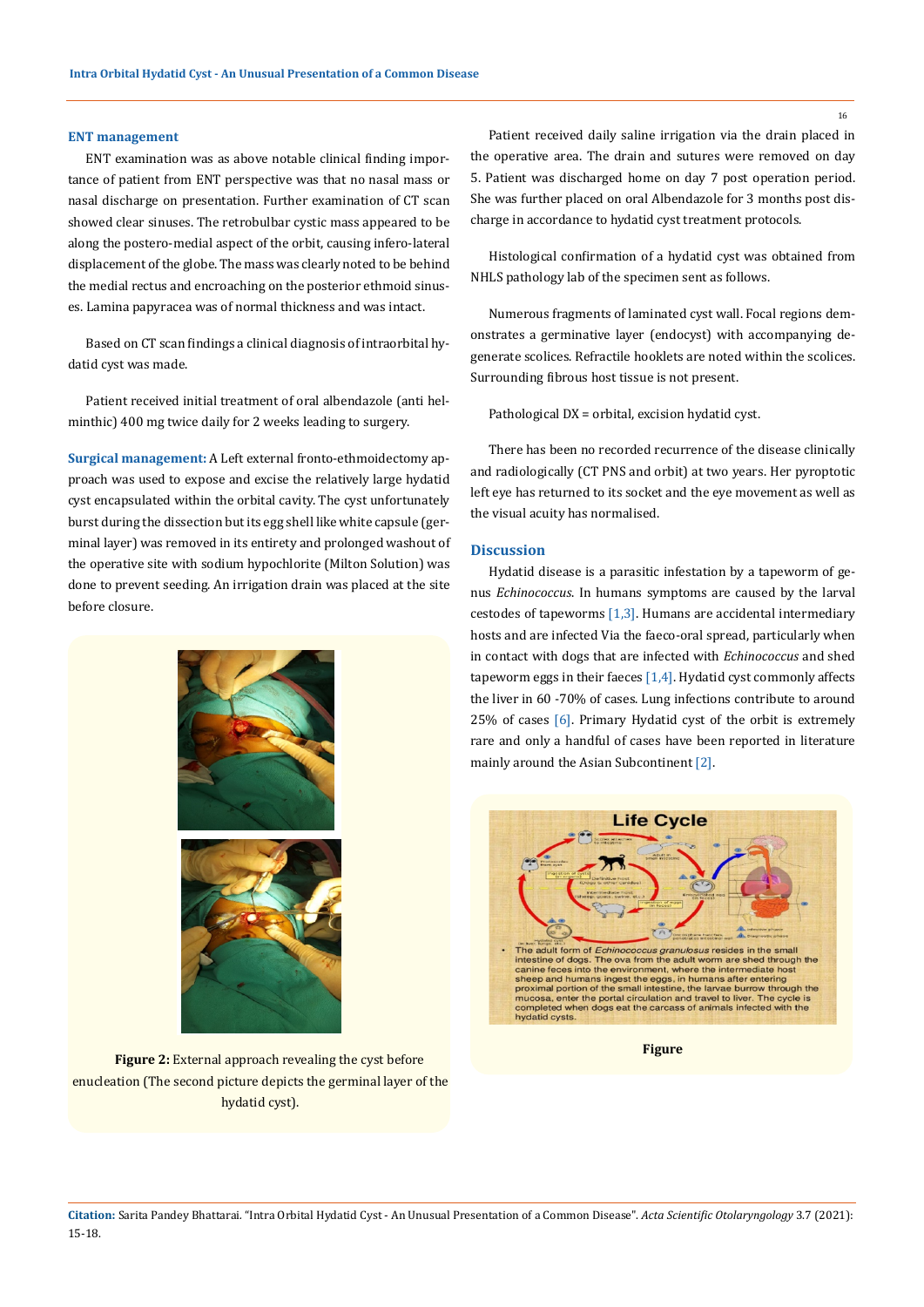#### ENT management

ENT examination was as above notable clinical finding importance of patient from ENT perspective was that no nasal mass or nasal discharge on presentation. Further examination of CT scan showed clear sinuses. The retrobulbar cystic mass appeared to be along the postero-medial aspect of the orbit, causing infero-lateral displacement of the globe. The mass was clearly noted to be behind the medial rectus and encroaching on the posterior ethmoid sinuses. Lamina papyracea was of normal thickness and was intact.

Based on CT scan findings a clinical diagnosis of intraorbital hydatid cyst was made.

Patient received initial treatment of oral albendazole (anti helminthic) 400 mg twice daily for 2 weeks leading to surgery.

**Surgical management:** A Left external fronto-ethmoidectomy approach was used to expose and excise the relatively large hydatid cyst encapsulated within the orbital cavity. The cyst unfortunately burst during the dissection but its egg shell like white capsule (germinal layer) was removed in its entirety and prolonged washout of the operative site with sodium hypochlorite (Milton Solution) was done to prevent seeding. An irrigation drain was placed at the site before closure.

**Figure 2:** External approach revealing the cyst before enucleation (The second picture depicts the germinal layer of the hydatid cyst).

Patient received daily saline irrigation via the drain placed in the operative area. The drain and sutures were removed on day 5. Patient was discharged home on day 7 post operation period. She was further placed on oral Albendazole for 3 months post discharge in accordance to hydatid cyst treatment protocols.

Histological confirmation of a hydatid cyst was obtained from NHLS pathology lab of the specimen sent as follows.

Numerous fragments of laminated cyst wall. Focal regions demonstrates a germinative layer (endocyst) with accompanying degenerate scolices. Refractile hooklets are noted within the scolices. Surrounding fibrous host tissue is not present.

Pathological DX = orbital, excision hydatid cyst.

There has been no recorded recurrence of the disease clinically and radiologically (CT PNS and orbit) at two years. Her pyroptotic left eye has returned to its socket and the eye movement as well as the visual acuity has normalised.

## Discussion

Hydatid disease is a parasitic infestation by a tapeworm of genus *Echinococcus*. In humans symptoms are caused by the larval cestodes of tapeworms [1,3]. Humans are accidental intermediary hosts and are infected Via the faeco-oral spread, particularly when in contact with dogs that are infected with *Echinococcus* and shed tapeworm eggs in their faeces [1,4]. Hydatid cyst commonly affects the liver in 60 -70% of cases. Lung infections contribute to around 25% of cases [6]. Primary Hydatid cyst of the orbit is extremely rare and only a handful of cases have been reported in literature mainly around the Asian Subcontinent [2].

Life Cycle

- The adult form of *Echinococcus granulosus* resides in the small intestine of dogs. The ova from the adult worm are shed through the canine feces into the environment, where the intermediate host sheep and humans ingest the eggs, in humans after entering proximal portion of the small intestine, the larvae burrow through the mucosa, enter the portal circulation and travel to liver. The cycle is completed when dogs eat the carcass of animals infected with the hydatid cysts.

**Figure**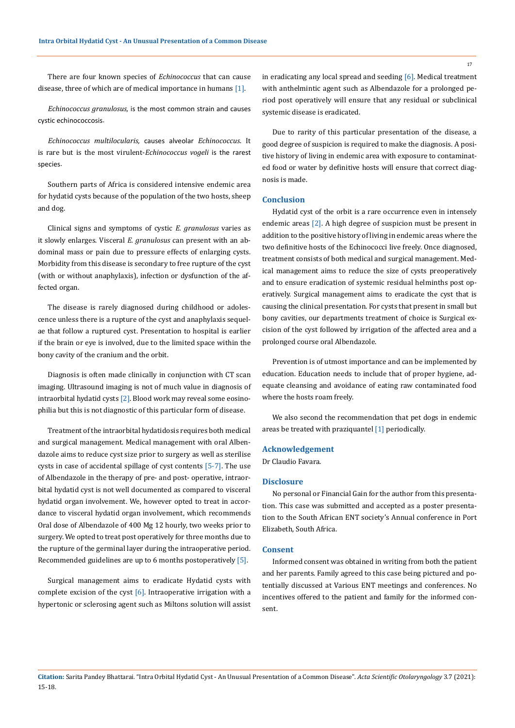There are four known species of *Echinococcus* that can cause disease, three of which are of medical importance in humans [1].

*Echinococcus granulosus,* is the most common strain and causes cystic echinococcosis.

*Echinococcus multilocularis,* causes alveolar *Echinococcus*. It is rare but is the most virulent-*Echinococcus vogeli* is the rarest species.

Southern parts of Africa is considered intensive endemic area for hydatid cysts because of the population of the two hosts, sheep and dog.

Clinical signs and symptoms of cystic *E. granulosus* varies as it slowly enlarges. Visceral *E. granulosus* can present with an abdominal mass or pain due to pressure effects of enlarging cysts. Morbidity from this disease is secondary to free rupture of the cyst (with or without anaphylaxis), infection or dysfunction of the affected organ.

The disease is rarely diagnosed during childhood or adolescence unless there is a rupture of the cyst and anaphylaxis sequelae that follow a ruptured cyst. Presentation to hospital is earlier if the brain or eye is involved, due to the limited space within the bony cavity of the cranium and the orbit.

Diagnosis is often made clinically in conjunction with CT scan imaging. Ultrasound imaging is not of much value in diagnosis of intraorbital hydatid cysts [2]. Blood work may reveal some eosinophilia but this is not diagnostic of this particular form of disease.

Treatment of the intraorbital hydatidosis requires both medical and surgical management. Medical management with oral Albendazole aims to reduce cyst size prior to surgery as well as sterilise cysts in case of accidental spillage of cyst contents [5-7]. The use of Albendazole in the therapy of pre- and post- operative, intraorbital hydatid cyst is not well documented as compared to visceral hydatid organ involvement. We, however opted to treat in accordance to visceral hydatid organ involvement, which recommends Oral dose of Albendazole of 400 Mg 12 hourly, two weeks prior to surgery. We opted to treat post operatively for three months due to the rupture of the germinal layer during the intraoperative period. Recommended guidelines are up to 6 months postoperatively [5].

Surgical management aims to eradicate Hydatid cysts with complete excision of the cyst [6]. Intraoperative irrigation with a hypertonic or sclerosing agent such as Miltons solution will assist in eradicating any local spread and seeding [6]. Medical treatment with anthelmintic agent such as Albendazole for a prolonged period post operatively will ensure that any residual or subclinical systemic disease is eradicated.

Due to rarity of this particular presentation of the disease, a good degree of suspicion is required to make the diagnosis. A positive history of living in endemic area with exposure to contaminated food or water by definitive hosts will ensure that correct diagnosis is made.

## Conclusion

Hydatid cyst of the orbit is a rare occurrence even in intensely endemic areas [2]. A high degree of suspicion must be present in addition to the positive history of living in endemic areas where the two definitive hosts of the Echinococci live freely. Once diagnosed, treatment consists of both medical and surgical management. Medical management aims to reduce the size of cysts preoperatively and to ensure eradication of systemic residual helminths post operatively. Surgical management aims to eradicate the cyst that is causing the clinical presentation. For cysts that present in small but bony cavities, our departments treatment of choice is Surgical excision of the cyst followed by irrigation of the affected area and a prolonged course oral Albendazole.

Prevention is of utmost importance and can be implemented by education. Education needs to include that of proper hygiene, adequate cleansing and avoidance of eating raw contaminated food where the hosts roam freely.

We also second the recommendation that pet dogs in endemic areas be treated with praziquantel [1] periodically.

## Acknowledgement

Dr Claudio Favara.

## Disclosure

No personal or Financial Gain for the author from this presentation. This case was submitted and accepted as a poster presentation to the South African ENT society's Annual conference in Port Elizabeth, South Africa.

## Consent

Informed consent was obtained in writing from both the patient and her parents. Family agreed to this case being pictured and potentially discussed at Various ENT meetings and conferences. No incentives offered to the patient and family for the informed consent.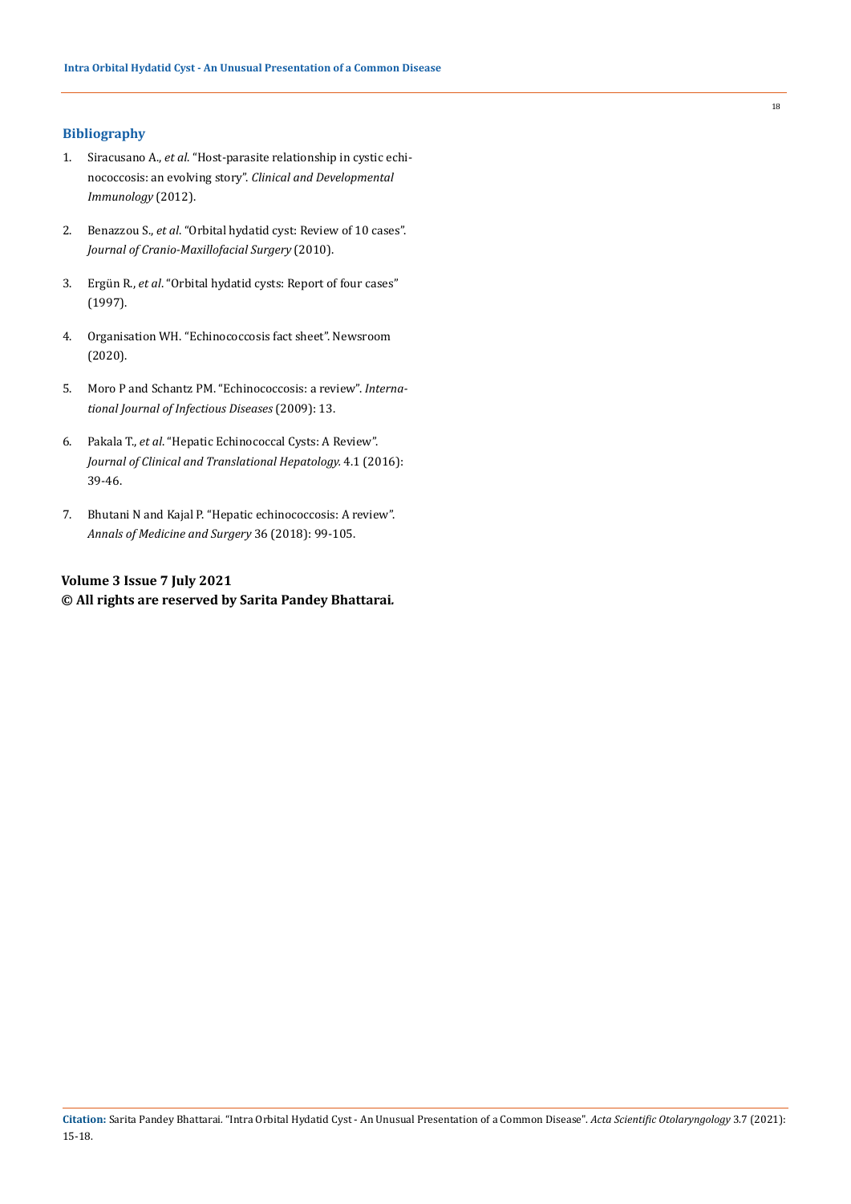## Bibliography

1. Siracusano A., *et al*. "Host-parasite relationship in cystic echinococcosis: an evolving story". *Clinical and Developmental Immunology* (2012).
2. Benazzou S., *et al*. "Orbital hydatid cyst: Review of 10 cases". *Journal of Cranio-Maxillofacial Surgery* (2010).
3. Ergün R., *et al*. "Orbital hydatid cysts: Report of four cases" (1997).
4. Organisation WH. "Echinococcosis fact sheet". Newsroom (2020).
5. Moro P and Schantz PM. "Echinococcosis: a review". *International Journal of Infectious Diseases* (2009): 13.
6. Pakala T., *et al*. "Hepatic Echinococcal Cysts: A Review". *Journal of Clinical and Translational Hepatology.* 4.1 (2016): 39-46.
7. Bhutani N and Kajal P. "Hepatic echinococcosis: A review". *Annals of Medicine and Surgery* 36 (2018): 99-105.

**Volume 3 Issue 7 July 2021**
**© All rights are reserved by Sarita Pandey Bhattarai.**